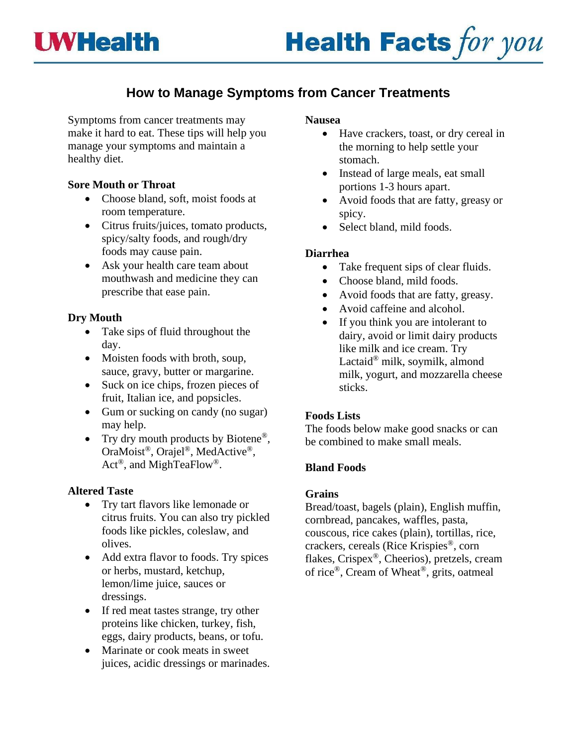# How to Manage Symptoms from Cancer Treatments

Symptoms from cancer treatments may make it hard to eat. These tips will help you manage your symptoms and maintain a healthy diet.

**Sore Mouth or Throat**

- Choose bland, soft, moist foods at room temperature.
- Citrus fruits/juices, tomato products, spicy/salty foods, and rough/dry foods may cause pain.
- Ask your health care team about mouthwash and medicine they can prescribe that ease pain.

**Dry Mouth**

- Take sips of fluid throughout the day.
- Moisten foods with broth, soup, sauce, gravy, butter or margarine.
- Suck on ice chips, frozen pieces of fruit, Italian ice, and popsicles.
- Gum or sucking on candy (no sugar) may help.
- Try dry mouth products by Biotene®, OraMoist®, Orajel®, MedActive®, Act®, and MighTeaFlow®.

**Altered Taste**

- Try tart flavors like lemonade or citrus fruits. You can also try pickled foods like pickles, coleslaw, and olives.
- Add extra flavor to foods. Try spices or herbs, mustard, ketchup, lemon/lime juice, sauces or dressings.
- If red meat tastes strange, try other proteins like chicken, turkey, fish, eggs, dairy products, beans, or tofu.
- Marinate or cook meats in sweet juices, acidic dressings or marinades.

**Nausea**

- Have crackers, toast, or dry cereal in the morning to help settle your stomach.
- Instead of large meals, eat small portions 1-3 hours apart.
- Avoid foods that are fatty, greasy or spicy.
- Select bland, mild foods.

**Diarrhea**

- Take frequent sips of clear fluids.
- Choose bland, mild foods.
- Avoid foods that are fatty, greasy.
- Avoid caffeine and alcohol.
- If you think you are intolerant to dairy, avoid or limit dairy products like milk and ice cream. Try Lactaid® milk, soymilk, almond milk, yogurt, and mozzarella cheese sticks.

**Foods Lists**

The foods below make good snacks or can be combined to make small meals.

**Bland Foods**

**Grains**

Bread/toast, bagels (plain), English muffin, cornbread, pancakes, waffles, pasta, couscous, rice cakes (plain), tortillas, rice, crackers, cereals (Rice Krispies®, corn flakes, Crispex®, Cheerios), pretzels, cream of rice®, Cream of Wheat®, grits, oatmeal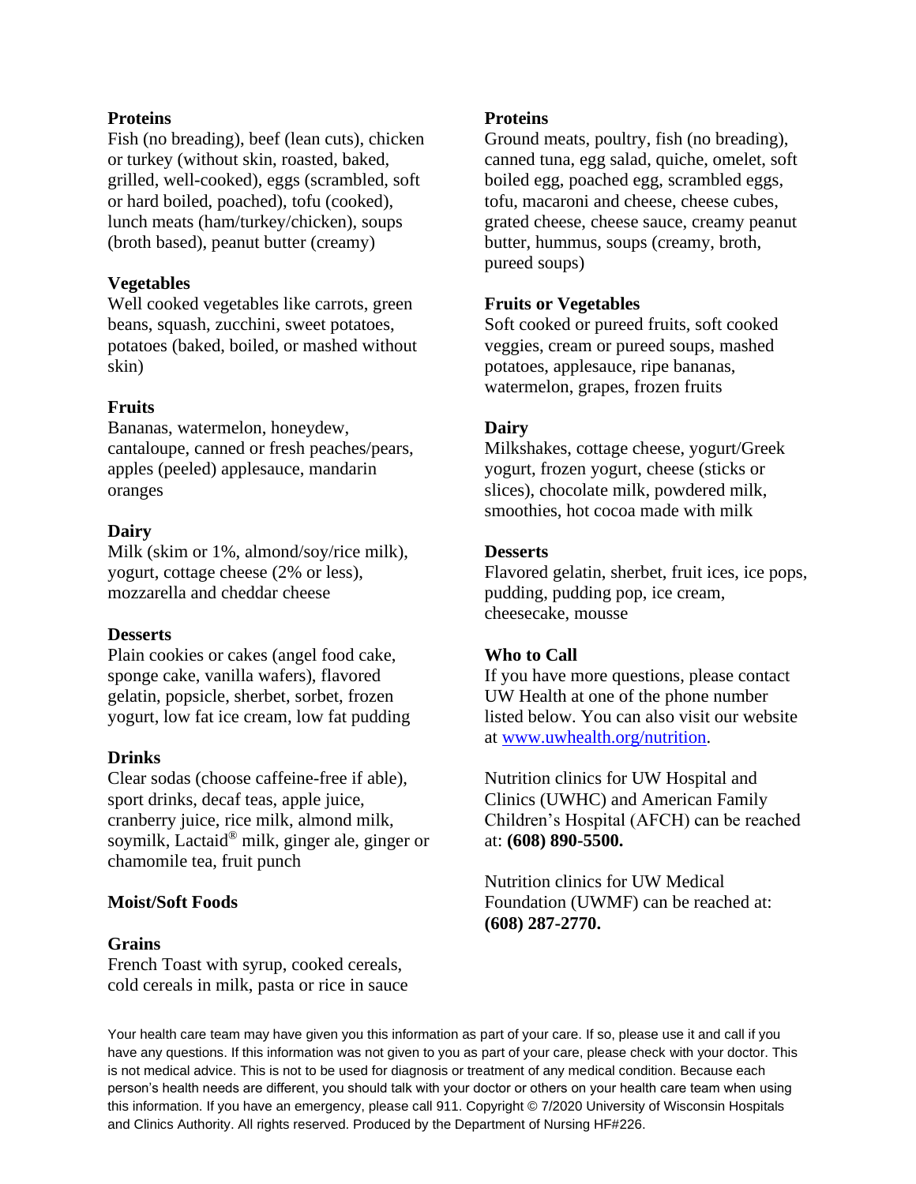**Proteins**

Fish (no breading), beef (lean cuts), chicken or turkey (without skin, roasted, baked, grilled, well-cooked), eggs (scrambled, soft or hard boiled, poached), tofu (cooked), lunch meats (ham/turkey/chicken), soups (broth based), peanut butter (creamy)

**Vegetables**

Well cooked vegetables like carrots, green beans, squash, zucchini, sweet potatoes, potatoes (baked, boiled, or mashed without skin)

**Fruits**

Bananas, watermelon, honeydew, cantaloupe, canned or fresh peaches/pears, apples (peeled) applesauce, mandarin oranges

**Dairy**

Milk (skim or 1%, almond/soy/rice milk), yogurt, cottage cheese (2% or less), mozzarella and cheddar cheese

**Desserts**

Plain cookies or cakes (angel food cake, sponge cake, vanilla wafers), flavored gelatin, popsicle, sherbet, sorbet, frozen yogurt, low fat ice cream, low fat pudding

**Drinks**

Clear sodas (choose caffeine-free if able), sport drinks, decaf teas, apple juice, cranberry juice, rice milk, almond milk, soymilk, Lactaid® milk, ginger ale, ginger or chamomile tea, fruit punch

**Moist/Soft Foods**

**Grains**

French Toast with syrup, cooked cereals, cold cereals in milk, pasta or rice in sauce

**Proteins**

Ground meats, poultry, fish (no breading), canned tuna, egg salad, quiche, omelet, soft boiled egg, poached egg, scrambled eggs, tofu, macaroni and cheese, cheese cubes, grated cheese, cheese sauce, creamy peanut butter, hummus, soups (creamy, broth, pureed soups)

**Fruits or Vegetables**

Soft cooked or pureed fruits, soft cooked veggies, cream or pureed soups, mashed potatoes, applesauce, ripe bananas, watermelon, grapes, frozen fruits

**Dairy**

Milkshakes, cottage cheese, yogurt/Greek yogurt, frozen yogurt, cheese (sticks or slices), chocolate milk, powdered milk, smoothies, hot cocoa made with milk

**Desserts**

Flavored gelatin, sherbet, fruit ices, ice pops, pudding, pudding pop, ice cream, cheesecake, mousse

**Who to Call**

If you have more questions, please contact UW Health at one of the phone number listed below. You can also visit our website at www.uwhealth.org/nutrition.

Nutrition clinics for UW Hospital and Clinics (UWHC) and American Family Children's Hospital (AFCH) can be reached at: **(608) 890-5500.**

Nutrition clinics for UW Medical Foundation (UWMF) can be reached at: **(608) 287-2770.**

Your health care team may have given you this information as part of your care. If so, please use it and call if you have any questions. If this information was not given to you as part of your care, please check with your doctor. This is not medical advice. This is not to be used for diagnosis or treatment of any medical condition. Because each person's health needs are different, you should talk with your doctor or others on your health care team when using this information. If you have an emergency, please call 911. Copyright © 7/2020 University of Wisconsin Hospitals and Clinics Authority. All rights reserved. Produced by the Department of Nursing HF#226.